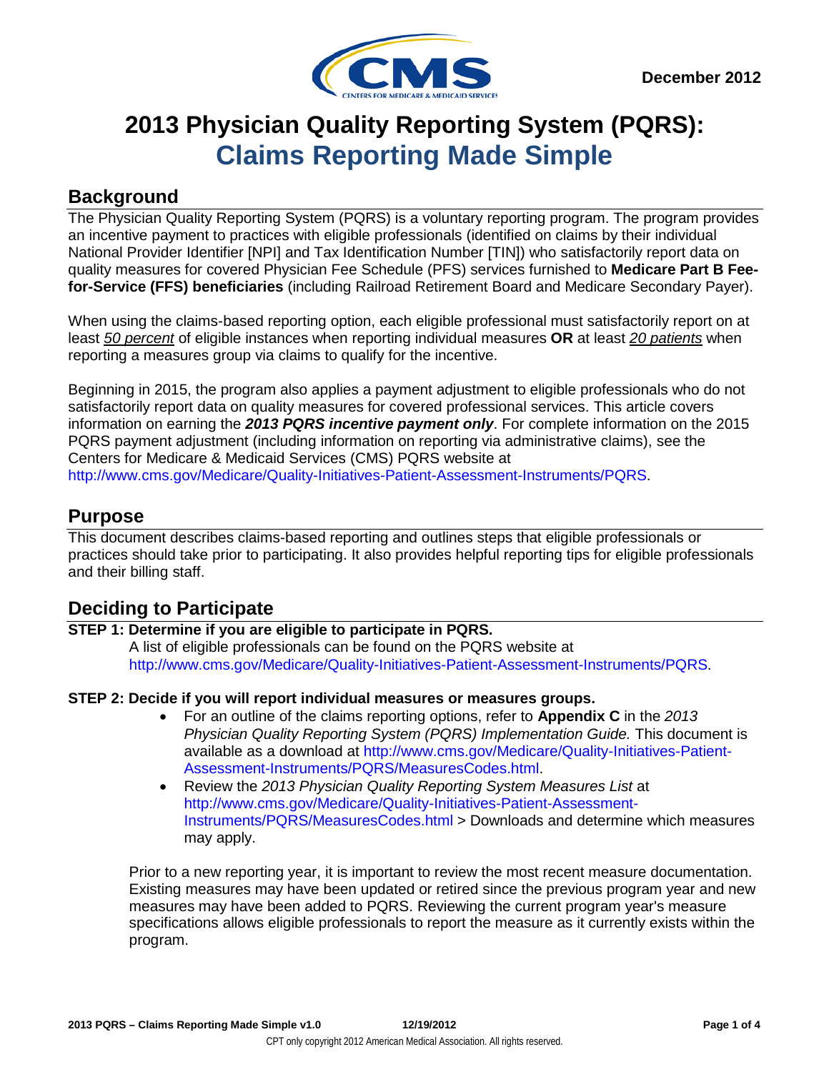December 2012

# 2013 Physician Quality Reporting System (PQRS): Claims Reporting Made Simple

## Background

The Physician Quality Reporting System (PQRS) is a voluntary reporting program. The program provides an incentive payment to practices with eligible professionals (identified on claims by their individual National Provider Identifier [NPI] and Tax Identification Number [TIN]) who satisfactorily report data on quality measures for covered Physician Fee Schedule (PFS) services furnished to **Medicare Part B Fee-for-Service (FFS) beneficiaries** (including Railroad Retirement Board and Medicare Secondary Payer).

When using the claims-based reporting option, each eligible professional must satisfactorily report on at least *50 percent* of eligible instances when reporting individual measures **OR** at least *20 patients* when reporting a measures group via claims to qualify for the incentive.

Beginning in 2015, the program also applies a payment adjustment to eligible professionals who do not satisfactorily report data on quality measures for covered professional services. This article covers information on earning the ***2013 PQRS incentive payment only***. For complete information on the 2015 PQRS payment adjustment (including information on reporting via administrative claims), see the Centers for Medicare & Medicaid Services (CMS) PQRS website at http://www.cms.gov/Medicare/Quality-Initiatives-Patient-Assessment-Instruments/PQRS.

## Purpose

This document describes claims-based reporting and outlines steps that eligible professionals or practices should take prior to participating. It also provides helpful reporting tips for eligible professionals and their billing staff.

## Deciding to Participate

**STEP 1: Determine if you are eligible to participate in PQRS.**

A list of eligible professionals can be found on the PQRS website at http://www.cms.gov/Medicare/Quality-Initiatives-Patient-Assessment-Instruments/PQRS.

**STEP 2: Decide if you will report individual measures or measures groups.**

- For an outline of the claims reporting options, refer to **Appendix C** in the *2013 Physician Quality Reporting System (PQRS) Implementation Guide.* This document is available as a download at http://www.cms.gov/Medicare/Quality-Initiatives-Patient-Assessment-Instruments/PQRS/MeasuresCodes.html.
- Review the *2013 Physician Quality Reporting System Measures List* at http://www.cms.gov/Medicare/Quality-Initiatives-Patient-Assessment-Instruments/PQRS/MeasuresCodes.html > Downloads and determine which measures may apply.

Prior to a new reporting year, it is important to review the most recent measure documentation. Existing measures may have been updated or retired since the previous program year and new measures may have been added to PQRS. Reviewing the current program year's measure specifications allows eligible professionals to report the measure as it currently exists within the program.

CPT only copyright 2012 American Medical Association. All rights reserved.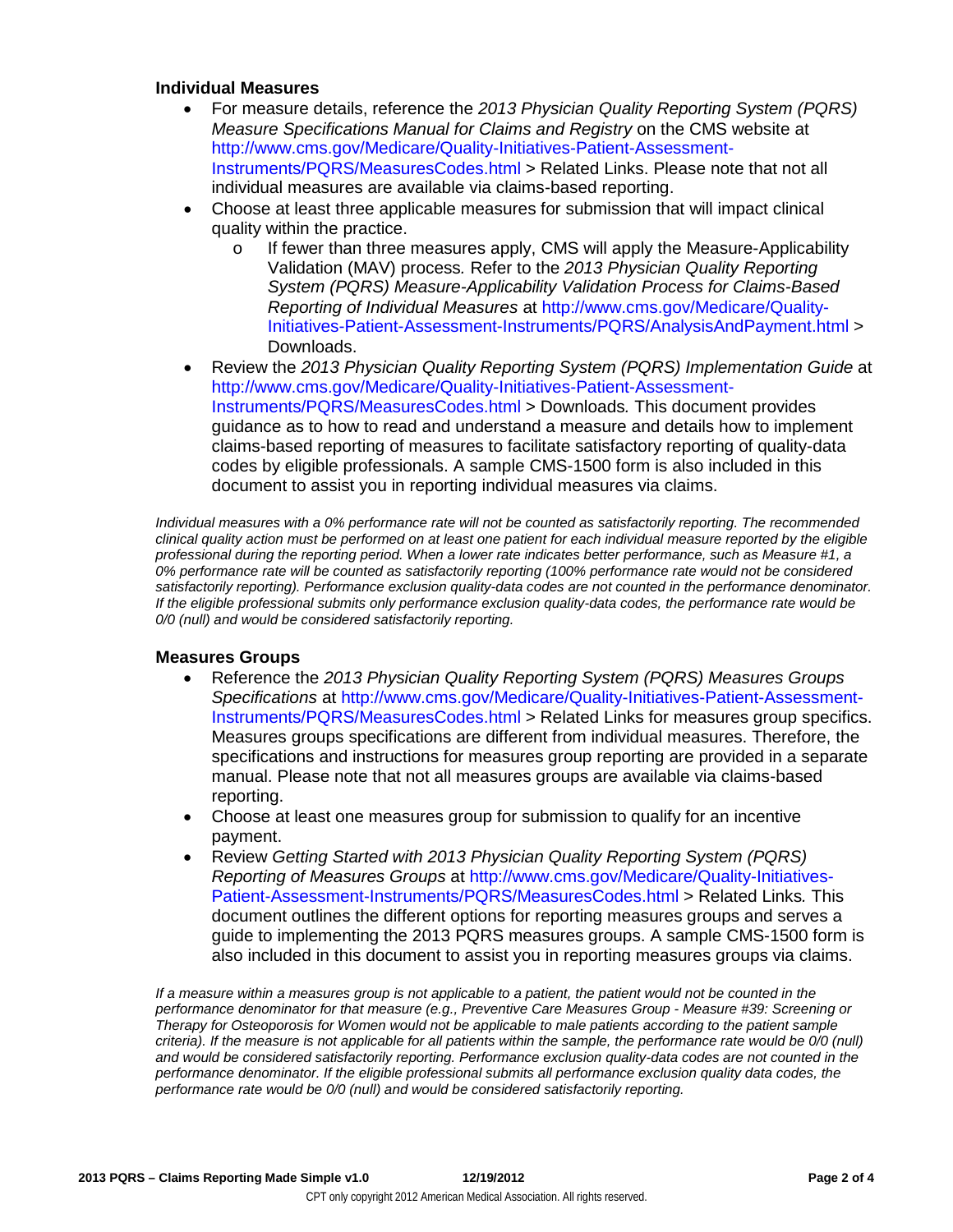### Individual Measures

- For measure details, reference the *2013 Physician Quality Reporting System (PQRS) Measure Specifications Manual for Claims and Registry* on the CMS website at http://www.cms.gov/Medicare/Quality-Initiatives-Patient-Assessment-Instruments/PQRS/MeasuresCodes.html > Related Links. Please note that not all individual measures are available via claims-based reporting.
- Choose at least three applicable measures for submission that will impact clinical quality within the practice.
  - If fewer than three measures apply, CMS will apply the Measure-Applicability Validation (MAV) process*.* Refer to the *2013 Physician Quality Reporting System (PQRS) Measure-Applicability Validation Process for Claims-Based Reporting of Individual Measures* at http://www.cms.gov/Medicare/Quality-Initiatives-Patient-Assessment-Instruments/PQRS/AnalysisAndPayment.html > Downloads.
- Review the *2013 Physician Quality Reporting System (PQRS) Implementation Guide* at http://www.cms.gov/Medicare/Quality-Initiatives-Patient-Assessment-Instruments/PQRS/MeasuresCodes.html > Downloads*.* This document provides guidance as to how to read and understand a measure and details how to implement claims-based reporting of measures to facilitate satisfactory reporting of quality-data codes by eligible professionals. A sample CMS-1500 form is also included in this document to assist you in reporting individual measures via claims.

*Individual measures with a 0% performance rate will not be counted as satisfactorily reporting. The recommended clinical quality action must be performed on at least one patient for each individual measure reported by the eligible professional during the reporting period. When a lower rate indicates better performance, such as Measure #1, a 0% performance rate will be counted as satisfactorily reporting (100% performance rate would not be considered satisfactorily reporting). Performance exclusion quality-data codes are not counted in the performance denominator. If the eligible professional submits only performance exclusion quality-data codes, the performance rate would be 0/0 (null) and would be considered satisfactorily reporting.*

### Measures Groups

- Reference the *2013 Physician Quality Reporting System (PQRS) Measures Groups Specifications* at http://www.cms.gov/Medicare/Quality-Initiatives-Patient-Assessment-Instruments/PQRS/MeasuresCodes.html > Related Links for measures group specifics. Measures groups specifications are different from individual measures. Therefore, the specifications and instructions for measures group reporting are provided in a separate manual. Please note that not all measures groups are available via claims-based reporting.
- Choose at least one measures group for submission to qualify for an incentive payment.
- Review *Getting Started with 2013 Physician Quality Reporting System (PQRS) Reporting of Measures Groups* at http://www.cms.gov/Medicare/Quality-Initiatives-Patient-Assessment-Instruments/PQRS/MeasuresCodes.html > Related Links*.* This document outlines the different options for reporting measures groups and serves a guide to implementing the 2013 PQRS measures groups. A sample CMS-1500 form is also included in this document to assist you in reporting measures groups via claims.

*If a measure within a measures group is not applicable to a patient, the patient would not be counted in the performance denominator for that measure (e.g., Preventive Care Measures Group - Measure #39: Screening or Therapy for Osteoporosis for Women would not be applicable to male patients according to the patient sample criteria). If the measure is not applicable for all patients within the sample, the performance rate would be 0/0 (null) and would be considered satisfactorily reporting. Performance exclusion quality-data codes are not counted in the performance denominator. If the eligible professional submits all performance exclusion quality data codes, the performance rate would be 0/0 (null) and would be considered satisfactorily reporting.*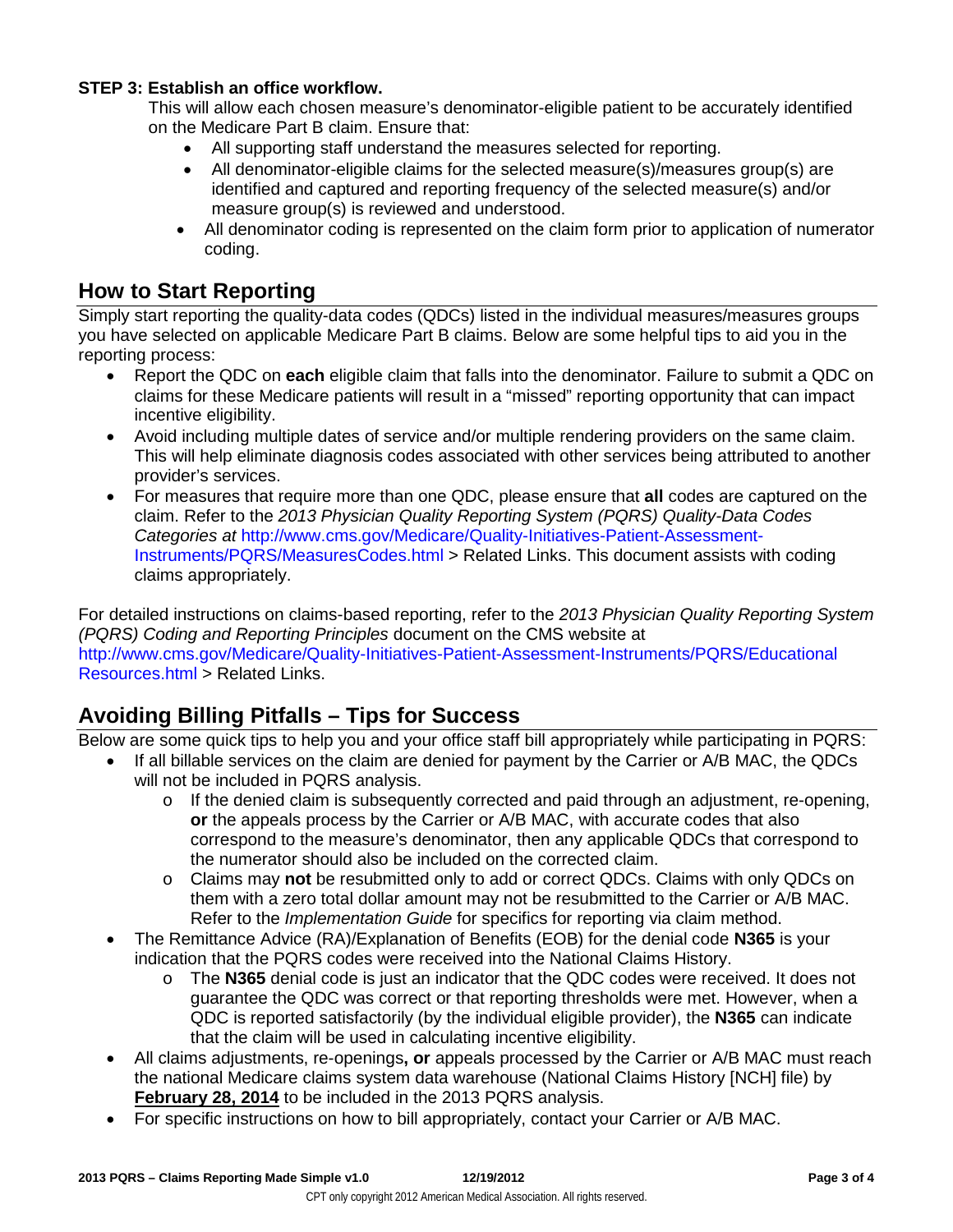**STEP 3: Establish an office workflow.**

This will allow each chosen measure's denominator-eligible patient to be accurately identified on the Medicare Part B claim. Ensure that:

- All supporting staff understand the measures selected for reporting.
- All denominator-eligible claims for the selected measure(s)/measures group(s) are identified and captured and reporting frequency of the selected measure(s) and/or measure group(s) is reviewed and understood.
- All denominator coding is represented on the claim form prior to application of numerator coding.

## How to Start Reporting

Simply start reporting the quality-data codes (QDCs) listed in the individual measures/measures groups you have selected on applicable Medicare Part B claims. Below are some helpful tips to aid you in the reporting process:

- Report the QDC on **each** eligible claim that falls into the denominator. Failure to submit a QDC on claims for these Medicare patients will result in a "missed" reporting opportunity that can impact incentive eligibility.
- Avoid including multiple dates of service and/or multiple rendering providers on the same claim. This will help eliminate diagnosis codes associated with other services being attributed to another provider's services.
- For measures that require more than one QDC, please ensure that **all** codes are captured on the claim. Refer to the *2013 Physician Quality Reporting System (PQRS) Quality-Data Codes Categories at* http://www.cms.gov/Medicare/Quality-Initiatives-Patient-Assessment-Instruments/PQRS/MeasuresCodes.html > Related Links. This document assists with coding claims appropriately.

For detailed instructions on claims-based reporting, refer to the *2013 Physician Quality Reporting System (PQRS) Coding and Reporting Principles* document on the CMS website at http://www.cms.gov/Medicare/Quality-Initiatives-Patient-Assessment-Instruments/PQRS/EducationalResources.html > Related Links.

## Avoiding Billing Pitfalls – Tips for Success

Below are some quick tips to help you and your office staff bill appropriately while participating in PQRS:

- If all billable services on the claim are denied for payment by the Carrier or A/B MAC, the QDCs will not be included in PQRS analysis.
  - If the denied claim is subsequently corrected and paid through an adjustment, re-opening, **or** the appeals process by the Carrier or A/B MAC, with accurate codes that also correspond to the measure's denominator, then any applicable QDCs that correspond to the numerator should also be included on the corrected claim.
  - Claims may **not** be resubmitted only to add or correct QDCs. Claims with only QDCs on them with a zero total dollar amount may not be resubmitted to the Carrier or A/B MAC. Refer to the *Implementation Guide* for specifics for reporting via claim method.
- The Remittance Advice (RA)/Explanation of Benefits (EOB) for the denial code **N365** is your indication that the PQRS codes were received into the National Claims History.
  - The **N365** denial code is just an indicator that the QDC codes were received. It does not guarantee the QDC was correct or that reporting thresholds were met. However, when a QDC is reported satisfactorily (by the individual eligible provider), the **N365** can indicate that the claim will be used in calculating incentive eligibility.
- All claims adjustments, re-openings**, or** appeals processed by the Carrier or A/B MAC must reach the national Medicare claims system data warehouse (National Claims History [NCH] file) by **February 28, 2014** to be included in the 2013 PQRS analysis.
- For specific instructions on how to bill appropriately, contact your Carrier or A/B MAC.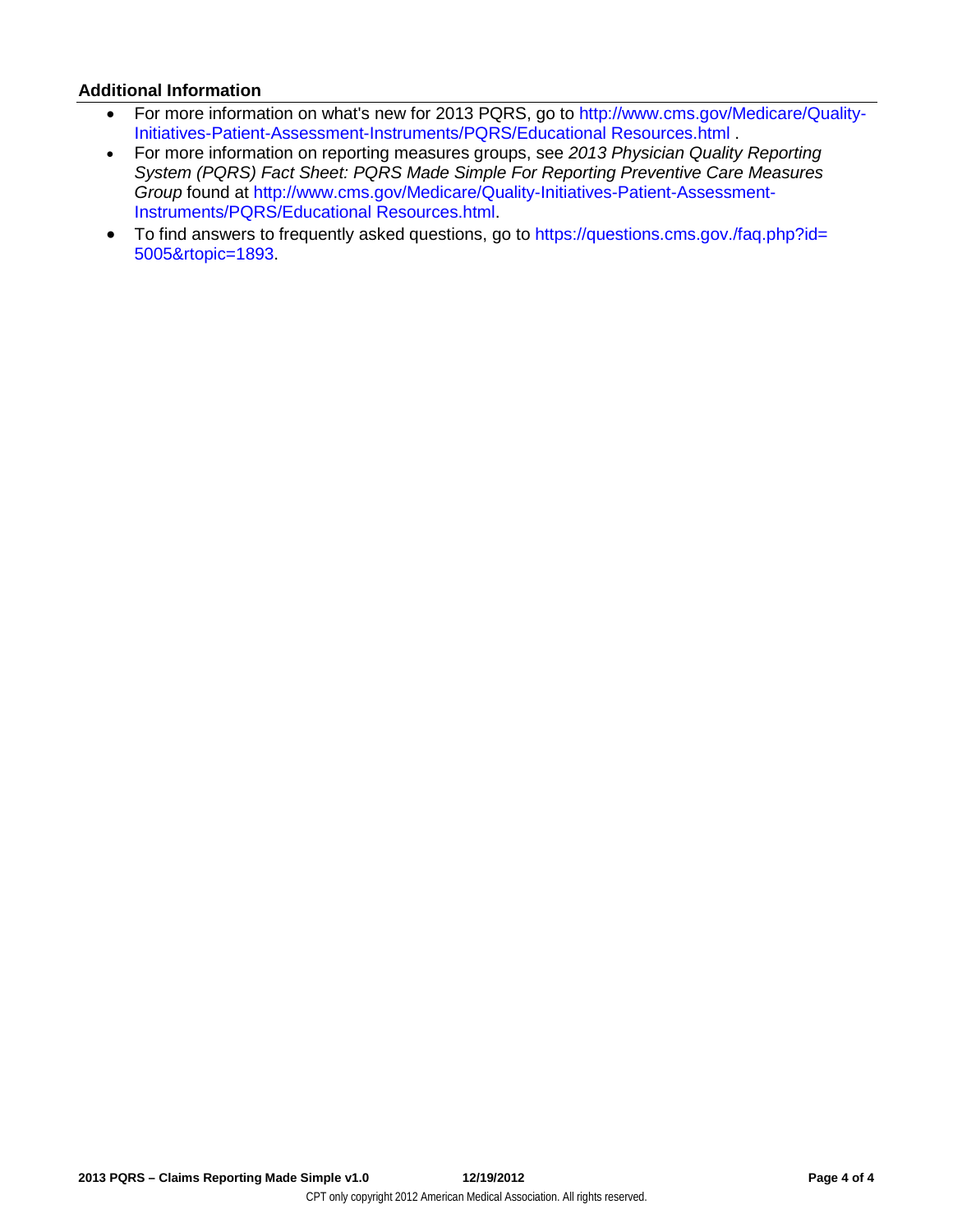### Additional Information

- For more information on what's new for 2013 PQRS, go to http://www.cms.gov/Medicare/Quality-Initiatives-Patient-Assessment-Instruments/PQRS/Educational Resources.html .
- For more information on reporting measures groups, see *2013 Physician Quality Reporting System (PQRS) Fact Sheet: PQRS Made Simple For Reporting Preventive Care Measures Group* found at http://www.cms.gov/Medicare/Quality-Initiatives-Patient-Assessment-Instruments/PQRS/Educational Resources.html.
- To find answers to frequently asked questions, go to https://questions.cms.gov./faq.php?id=5005&rtopic=1893.